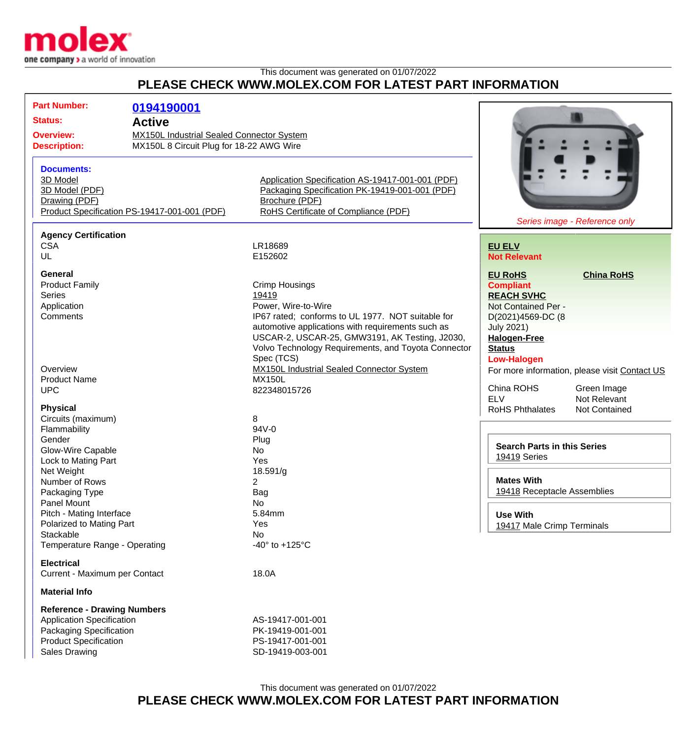This document was generated on 01/07/2022

# PLEASE CHECK WWW.MOLEX.COM FOR LATEST PART INFORMATION

**Part Number:** 0194190001
**Status:** Active
**Overview:** MX150L Industrial Sealed Connector System
**Description:** MX150L 8 Circuit Plug for 18-22 AWG Wire

### Documents:

- 3D Model
- 3D Model (PDF)
- Drawing (PDF)
- Product Specification PS-19417-001-001 (PDF)
- Application Specification AS-19417-001-001 (PDF)
- Packaging Specification PK-19419-001-001 (PDF)
- Brochure (PDF)
- RoHS Certificate of Compliance (PDF)

*Series image - Reference only*

### Agency Certification

| | |
|---|---|
| CSA | LR18689 |
| UL | E152602 |

### General

| | |
|---|---|
| Product Family | Crimp Housings |
| Series | 19419 |
| Application | Power, Wire-to-Wire |
| Comments | IP67 rated; conforms to UL 1977. NOT suitable for automotive applications with requirements such as USCAR-2, USCAR-25, GMW3191, AK Testing, J2030, Volvo Technology Requirements, and Toyota Connector Spec (TCS) |
| Overview | MX150L Industrial Sealed Connector System |
| Product Name | MX150L |
| UPC | 822348015726 |

### Physical

| | |
|---|---|
| Circuits (maximum) | 8 |
| Flammability | 94V-0 |
| Gender | Plug |
| Glow-Wire Capable | No |
| Lock to Mating Part | Yes |
| Net Weight | 18.591/g |
| Number of Rows | 2 |
| Packaging Type | Bag |
| Panel Mount | No |
| Pitch - Mating Interface | 5.84mm |
| Polarized to Mating Part | Yes |
| Stackable | No |
| Temperature Range - Operating | -40° to +125°C |

### Electrical

| | |
|---|---|
| Current - Maximum per Contact | 18.0A |

### Material Info

### Reference - Drawing Numbers

| | |
|---|---|
| Application Specification | AS-19417-001-001 |
| Packaging Specification | PK-19419-001-001 |
| Product Specification | PS-19417-001-001 |
| Sales Drawing | SD-19419-003-001 |

**EU ELV**
Not Relevant

**EU RoHS**
Compliant

**China RoHS**

**REACH SVHC**
Not Contained Per - D(2021)4569-DC (8 July 2021)

**Halogen-Free Status**
Low-Halogen

For more information, please visit Contact US

| | |
|---|---|
| China ROHS | Green Image |
| ELV | Not Relevant |
| RoHS Phthalates | Not Contained |

**Search Parts in this Series**
19419 Series

**Mates With**
19418 Receptacle Assemblies

**Use With**
19417 Male Crimp Terminals

This document was generated on 01/07/2022

# PLEASE CHECK WWW.MOLEX.COM FOR LATEST PART INFORMATION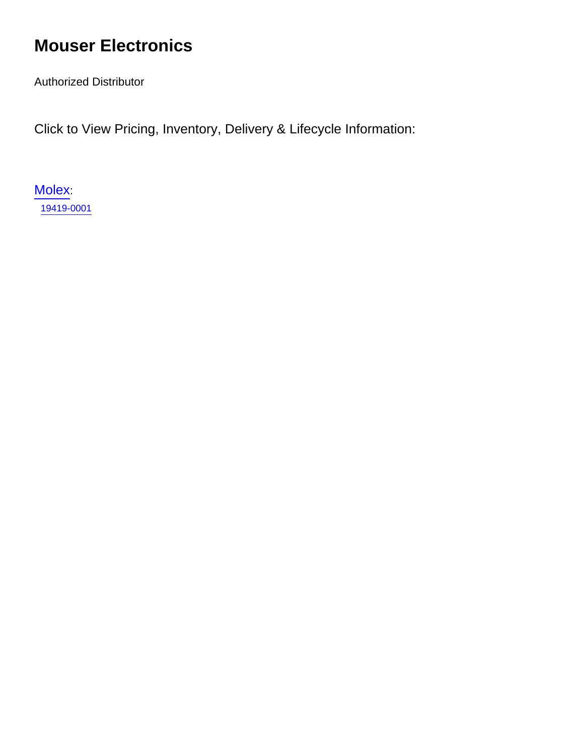# Mouser Electronics

Authorized Distributor

Click to View Pricing, Inventory, Delivery & Lifecycle Information:

Molex:

19419-0001